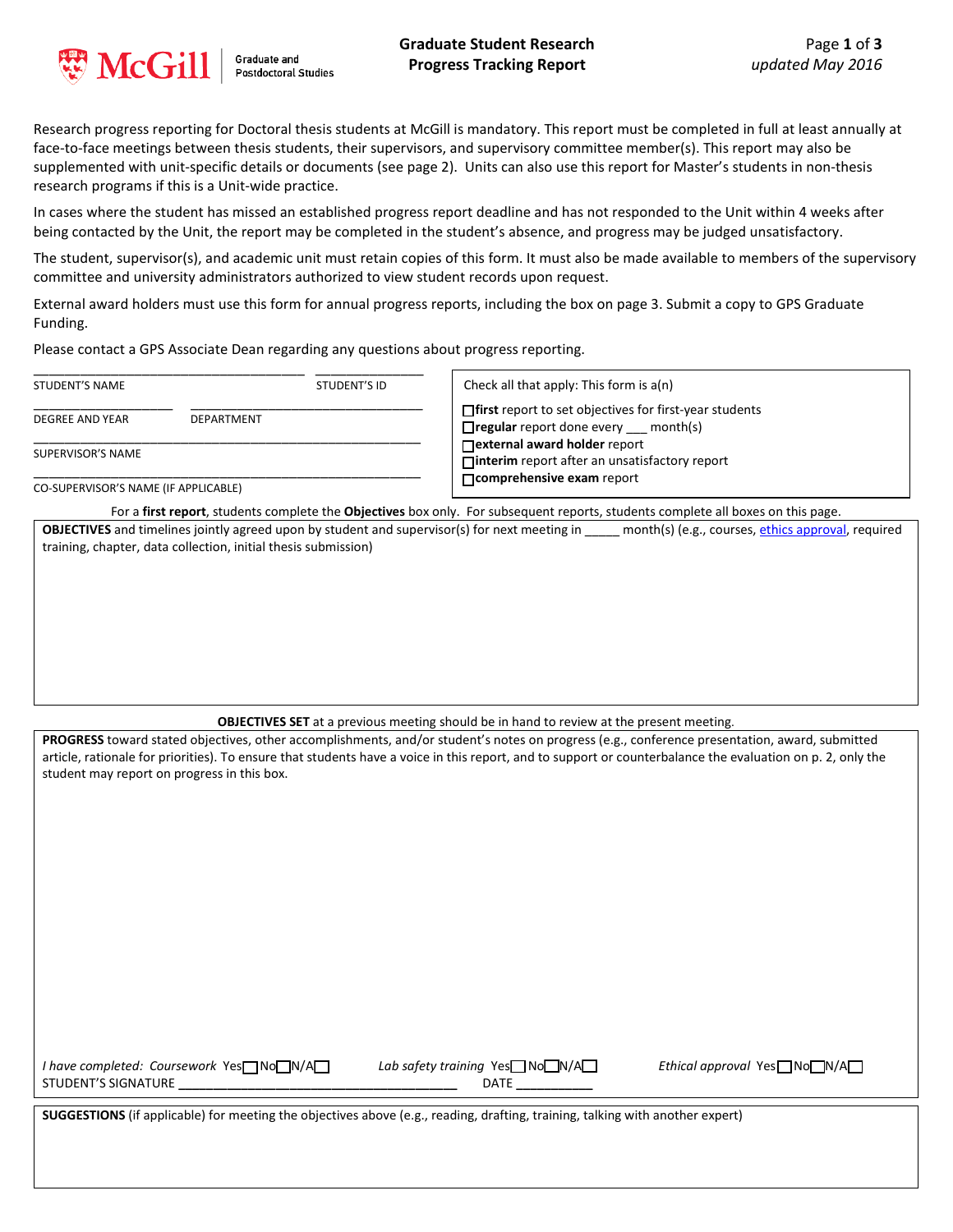McGill | Graduate and Postdoctoral Studies

# Graduate Student Research Progress Tracking Report

*updated May 2016*

Research progress reporting for Doctoral thesis students at McGill is mandatory. This report must be completed in full at least annually at face-to-face meetings between thesis students, their supervisors, and supervisory committee member(s). This report may also be supplemented with unit-specific details or documents (see page 2). Units can also use this report for Master's students in non-thesis research programs if this is a Unit-wide practice.

In cases where the student has missed an established progress report deadline and has not responded to the Unit within 4 weeks after being contacted by the Unit, the report may be completed in the student's absence, and progress may be judged unsatisfactory.

The student, supervisor(s), and academic unit must retain copies of this form. It must also be made available to members of the supervisory committee and university administrators authorized to view student records upon request.

External award holders must use this form for annual progress reports, including the box on page 3. Submit a copy to GPS Graduate Funding.

Please contact a GPS Associate Dean regarding any questions about progress reporting.

____________________________________ _______________
STUDENT'S NAME STUDENT'S ID

___________________ _______________________________
DEGREE AND YEAR DEPARTMENT

_______________________________________________________
SUPERVISOR'S NAME

_______________________________________________________
CO-SUPERVISOR'S NAME (IF APPLICABLE)

Check all that apply: This form is a(n)

- ☐ **first** report to set objectives for first-year students
- ☐ **regular** report done every ___ month(s)
- ☐ **external award holder** report
- ☐ **interim** report after an unsatisfactory report
- ☐ **comprehensive exam** report

For a **first report**, students complete the **Objectives** box only. For subsequent reports, students complete all boxes on this page.

**OBJECTIVES** and timelines jointly agreed upon by student and supervisor(s) for next meeting in _____ month(s) (e.g., courses, ethics approval, required training, chapter, data collection, initial thesis submission)

**OBJECTIVES SET** at a previous meeting should be in hand to review at the present meeting.

**PROGRESS** toward stated objectives, other accomplishments, and/or student's notes on progress (e.g., conference presentation, award, submitted article, rationale for priorities). To ensure that students have a voice in this report, and to support or counterbalance the evaluation on p. 2, only the student may report on progress in this box.

*I have completed: Coursework* Yes☐ No☐ N/A☐ *Lab safety training* Yes☐ No☐ N/A☐ *Ethical approval* Yes☐ No☐ N/A☐

STUDENT'S SIGNATURE ______________________________________ DATE ___________

**SUGGESTIONS** (if applicable) for meeting the objectives above (e.g., reading, drafting, training, talking with another expert)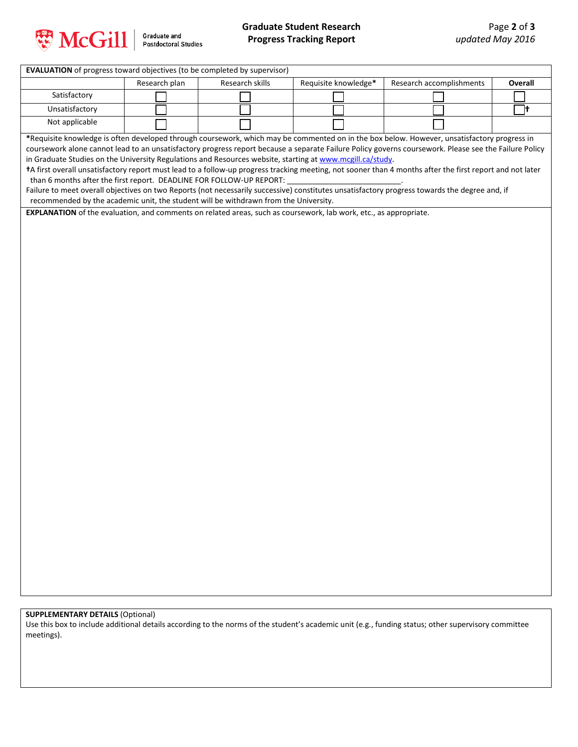| **EVALUATION** of progress toward objectives (to be completed by supervisor) | | | | | |
|---|---|---|---|---|---|
| | Research plan | Research skills | Requisite knowledge* | Research accomplishments | **Overall** |
| Satisfactory | ☐ | ☐ | ☐ | ☐ | ☐ |
| Unsatisfactory | ☐ | ☐ | ☐ | ☐ | ☐† |
| Not applicable | ☐ | ☐ | ☐ | ☐ | |

*Requisite knowledge is often developed through coursework, which may be commented on in the box below. However, unsatisfactory progress in coursework alone cannot lead to an unsatisfactory progress report because a separate Failure Policy governs coursework. Please see the Failure Policy in Graduate Studies on the University Regulations and Resources website, starting at [www.mcgill.ca/study](http://www.mcgill.ca/study).

†A first overall unsatisfactory report must lead to a follow-up progress tracking meeting, not sooner than 4 months after the first report and not later than 6 months after the first report. DEADLINE FOR FOLLOW-UP REPORT: ___________________________.

Failure to meet overall objectives on two Reports (not necessarily successive) constitutes unsatisfactory progress towards the degree and, if recommended by the academic unit, the student will be withdrawn from the University.

**EXPLANATION** of the evaluation, and comments on related areas, such as coursework, lab work, etc., as appropriate.

**SUPPLEMENTARY DETAILS** (Optional)

Use this box to include additional details according to the norms of the student's academic unit (e.g., funding status; other supervisory committee meetings).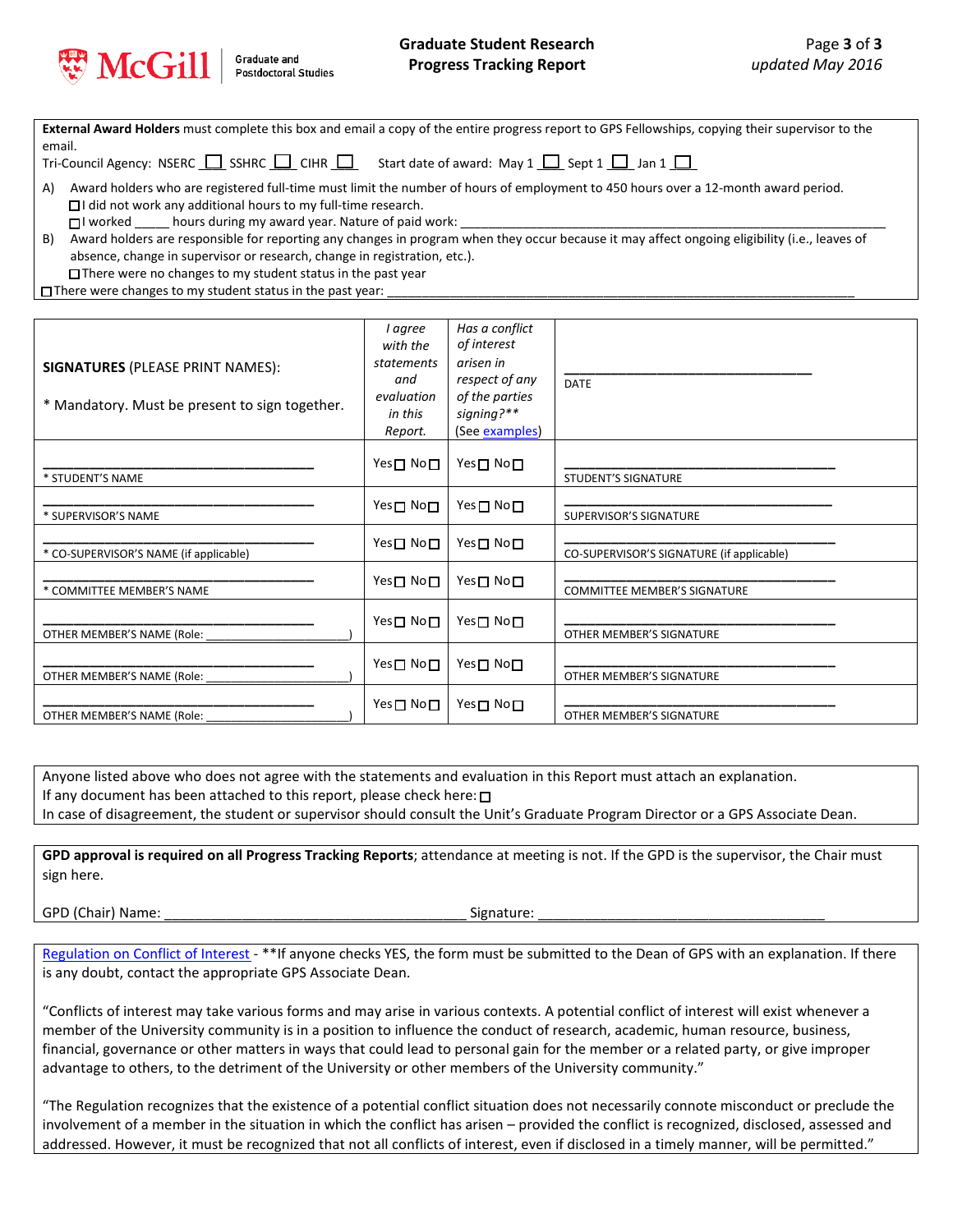**External Award Holders** must complete this box and email a copy of the entire progress report to GPS Fellowships, copying their supervisor to the email.

Tri-Council Agency: NSERC ☐ SSHRC ☐ CIHR ☐     Start date of award: May 1 ☐ Sept 1 ☐ Jan 1 ☐

A) Award holders who are registered full-time must limit the number of hours of employment to 450 hours over a 12-month award period.
☐ I did not work any additional hours to my full-time research.
☐ I worked _____ hours during my award year. Nature of paid work: ____________________________________________

B) Award holders are responsible for reporting any changes in program when they occur because it may affect ongoing eligibility (i.e., leaves of absence, change in supervisor or research, change in registration, etc.).
☐ There were no changes to my student status in the past year
☐ There were changes to my student status in the past year: ____________________________________________

| **SIGNATURES** (PLEASE PRINT NAMES):<br><br>* Mandatory. Must be present to sign together. | *I agree with the statements and evaluation in this Report.* | *Has a conflict of interest arisen in respect of any of the parties signing?*** (See examples) | ______________________<br>DATE |
|---|---|---|---|
| ______________________<br>* STUDENT'S NAME | Yes ☐ No ☐ | Yes ☐ No ☐ | ______________________<br>STUDENT'S SIGNATURE |
| ______________________<br>* SUPERVISOR'S NAME | Yes ☐ No ☐ | Yes ☐ No ☐ | ______________________<br>SUPERVISOR'S SIGNATURE |
| ______________________<br>* CO-SUPERVISOR'S NAME (if applicable) | Yes ☐ No ☐ | Yes ☐ No ☐ | ______________________<br>CO-SUPERVISOR'S SIGNATURE (if applicable) |
| ______________________<br>* COMMITTEE MEMBER'S NAME | Yes ☐ No ☐ | Yes ☐ No ☐ | ______________________<br>COMMITTEE MEMBER'S SIGNATURE |
| ______________________<br>OTHER MEMBER'S NAME (Role: ______________) | Yes ☐ No ☐ | Yes ☐ No ☐ | ______________________<br>OTHER MEMBER'S SIGNATURE |
| ______________________<br>OTHER MEMBER'S NAME (Role: ______________) | Yes ☐ No ☐ | Yes ☐ No ☐ | ______________________<br>OTHER MEMBER'S SIGNATURE |
| ______________________<br>OTHER MEMBER'S NAME (Role: ______________) | Yes ☐ No ☐ | Yes ☐ No ☐ | ______________________<br>OTHER MEMBER'S SIGNATURE |

Anyone listed above who does not agree with the statements and evaluation in this Report must attach an explanation.
If any document has been attached to this report, please check here: ☐
In case of disagreement, the student or supervisor should consult the Unit's Graduate Program Director or a GPS Associate Dean.

**GPD approval is required on all Progress Tracking Reports**; attendance at meeting is not. If the GPD is the supervisor, the Chair must sign here.

GPD (Chair) Name: ______________________________ Signature: ______________________________

Regulation on Conflict of Interest - **If anyone checks YES, the form must be submitted to the Dean of GPS with an explanation. If there is any doubt, contact the appropriate GPS Associate Dean.

"Conflicts of interest may take various forms and may arise in various contexts. A potential conflict of interest will exist whenever a member of the University community is in a position to influence the conduct of research, academic, human resource, business, financial, governance or other matters in ways that could lead to personal gain for the member or a related party, or give improper advantage to others, to the detriment of the University or other members of the University community."

"The Regulation recognizes that the existence of a potential conflict situation does not necessarily connote misconduct or preclude the involvement of a member in the situation in which the conflict has arisen – provided the conflict is recognized, disclosed, assessed and addressed. However, it must be recognized that not all conflicts of interest, even if disclosed in a timely manner, will be permitted."